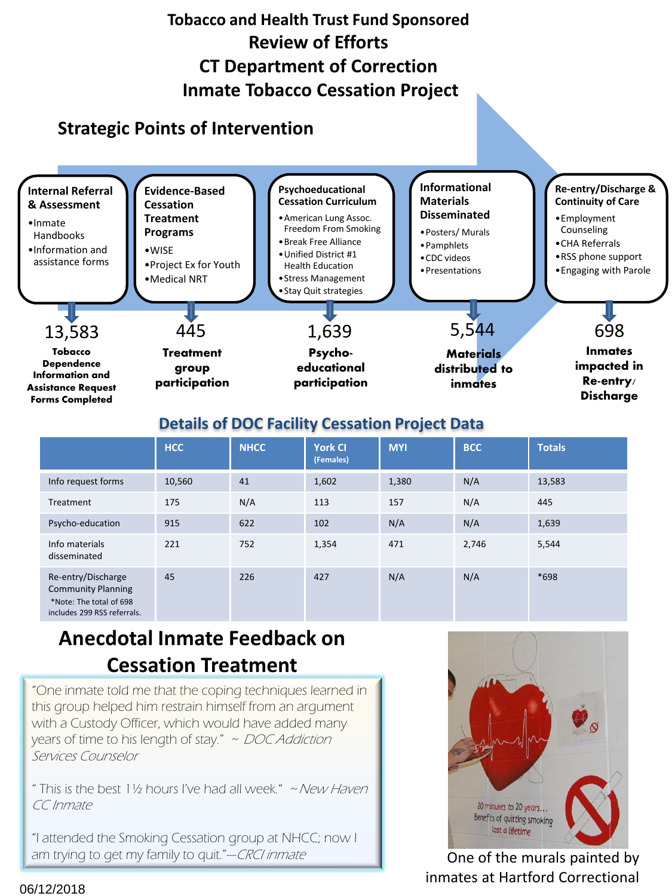# Tobacco and Health Trust Fund Sponsored
# Review of Efforts
# CT Department of Correction
# Inmate Tobacco Cessation Project

## Strategic Points of Intervention

**Internal Referral & Assessment**
- Inmate Handbooks
- Information and assistance forms

**13,583**
**Tobacco Dependence Information and Assistance Request Forms Completed**

**Evidence-Based Cessation Treatment Programs**
- WISE
- Project Ex for Youth
- Medical NRT

**445**
**Treatment group participation**

**Psychoeducational Cessation Curriculum**
- American Lung Assoc. Freedom From Smoking
- Break Free Alliance
- Unified District #1 Health Education
- Stress Management
- Stay Quit strategies

**1,639**
**Psycho-educational participation**

**Informational Materials Disseminated**
- Posters/ Murals
- Pamphlets
- CDC videos
- Presentations

**5,544**
**Materials distributed to inmates**

**Re-entry/Discharge & Continuity of Care**
- Employment Counseling
- CHA Referrals
- RSS phone support
- Engaging with Parole

**698**
**Inmates impacted in Re-entry/ Discharge**

## Details of DOC Facility Cessation Project Data

| | HCC | NHCC | York CI (Females) | MYI | BCC | Totals |
|---|---|---|---|---|---|---|
| Info request forms | 10,560 | 41 | 1,602 | 1,380 | N/A | 13,583 |
| Treatment | 175 | N/A | 113 | 157 | N/A | 445 |
| Psycho-education | 915 | 622 | 102 | N/A | N/A | 1,639 |
| Info materials disseminated | 221 | 752 | 1,354 | 471 | 2,746 | 5,544 |
| Re-entry/Discharge Community Planning *Note: The total of 698 includes 299 RSS referrals. | 45 | 226 | 427 | N/A | N/A | *698 |

## Anecdotal Inmate Feedback on Cessation Treatment

"One inmate told me that the coping techniques learned in this group helped him restrain himself from an argument with a Custody Officer, which would have added many years of time to his length of stay." ~ *DOC Addiction Services Counselor*

" This is the best 1½ hours I've had all week." ~*New Haven CC Inmate*

"I attended the Smoking Cessation group at NHCC; now I am trying to get my family to quit."—*CRCI inmate*

One of the murals painted by inmates at Hartford Correctional

06/12/2018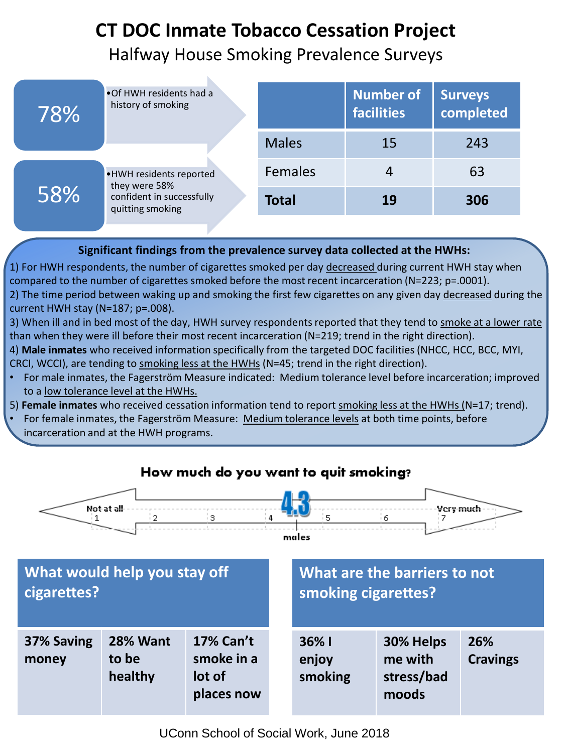# CT DOC Inmate Tobacco Cessation Project

## Halfway House Smoking Prevalence Surveys

**78%**

- Of HWH residents had a history of smoking

**58%**

- HWH residents reported they were 58% confident in successfully quitting smoking

| | Number of facilities | Surveys completed |
|---|---|---|
| Males | 15 | 243 |
| Females | 4 | 63 |
| **Total** | **19** | **306** |

**Significant findings from the prevalence survey data collected at the HWHs:**

1) For HWH respondents, the number of cigarettes smoked per day decreased during current HWH stay when compared to the number of cigarettes smoked before the most recent incarceration (N=223; p=.0001).
2) The time period between waking up and smoking the first few cigarettes on any given day decreased during the current HWH stay (N=187; p=.008).
3) When ill and in bed most of the day, HWH survey respondents reported that they tend to smoke at a lower rate than when they were ill before their most recent incarceration (N=219; trend in the right direction).
4) **Male inmates** who received information specifically from the targeted DOC facilities (NHCC, HCC, BCC, MYI, CRCI, WCCI), are tending to smoking less at the HWHs (N=45; trend in the right direction).
   - For male inmates, the Fagerström Measure indicated: Medium tolerance level before incarceration; improved to a low tolerance level at the HWHs.
5) **Female inmates** who received cessation information tend to report smoking less at the HWHs (N=17; trend).
   - For female inmates, the Fagerström Measure: Medium tolerance levels at both time points, before incarceration and at the HWH programs.

**How much do you want to quit smoking?**

Not at all 1 2 3 4 5 6 7 Very much

4.3

males

| What would help you stay off cigarettes? | | |
|---|---|---|
| **37% Saving money** | **28% Want to be healthy** | **17% Can't smoke in a lot of places now** |

| What are the barriers to not smoking cigarettes? | | |
|---|---|---|
| **36% I enjoy smoking** | **30% Helps me with stress/bad moods** | **26% Cravings** |

UConn School of Social Work, June 2018